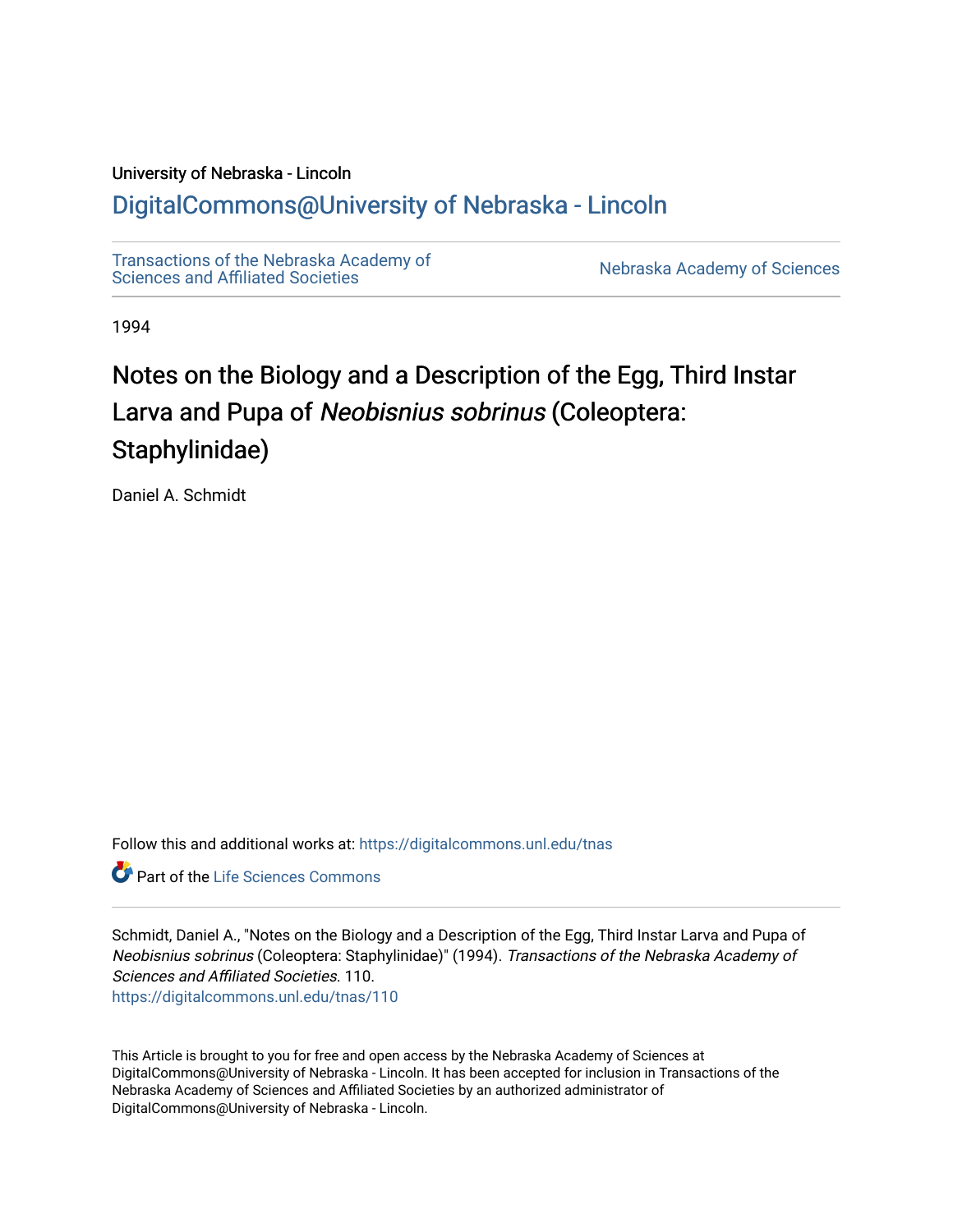University of Nebraska - Lincoln

## DigitalCommons@University of Nebraska - Lincoln

Transactions of the Nebraska Academy of Sciences and Affiliated Societies

Nebraska Academy of Sciences

1994

# Notes on the Biology and a Description of the Egg, Third Instar Larva and Pupa of *Neobisnius sobrinus* (Coleoptera: Staphylinidae)

Daniel A. Schmidt

Follow this and additional works at: https://digitalcommons.unl.edu/tnas

Part of the Life Sciences Commons

Schmidt, Daniel A., "Notes on the Biology and a Description of the Egg, Third Instar Larva and Pupa of *Neobisnius sobrinus* (Coleoptera: Staphylinidae)" (1994). *Transactions of the Nebraska Academy of Sciences and Affiliated Societies*. 110.
https://digitalcommons.unl.edu/tnas/110

This Article is brought to you for free and open access by the Nebraska Academy of Sciences at DigitalCommons@University of Nebraska - Lincoln. It has been accepted for inclusion in Transactions of the Nebraska Academy of Sciences and Affiliated Societies by an authorized administrator of DigitalCommons@University of Nebraska - Lincoln.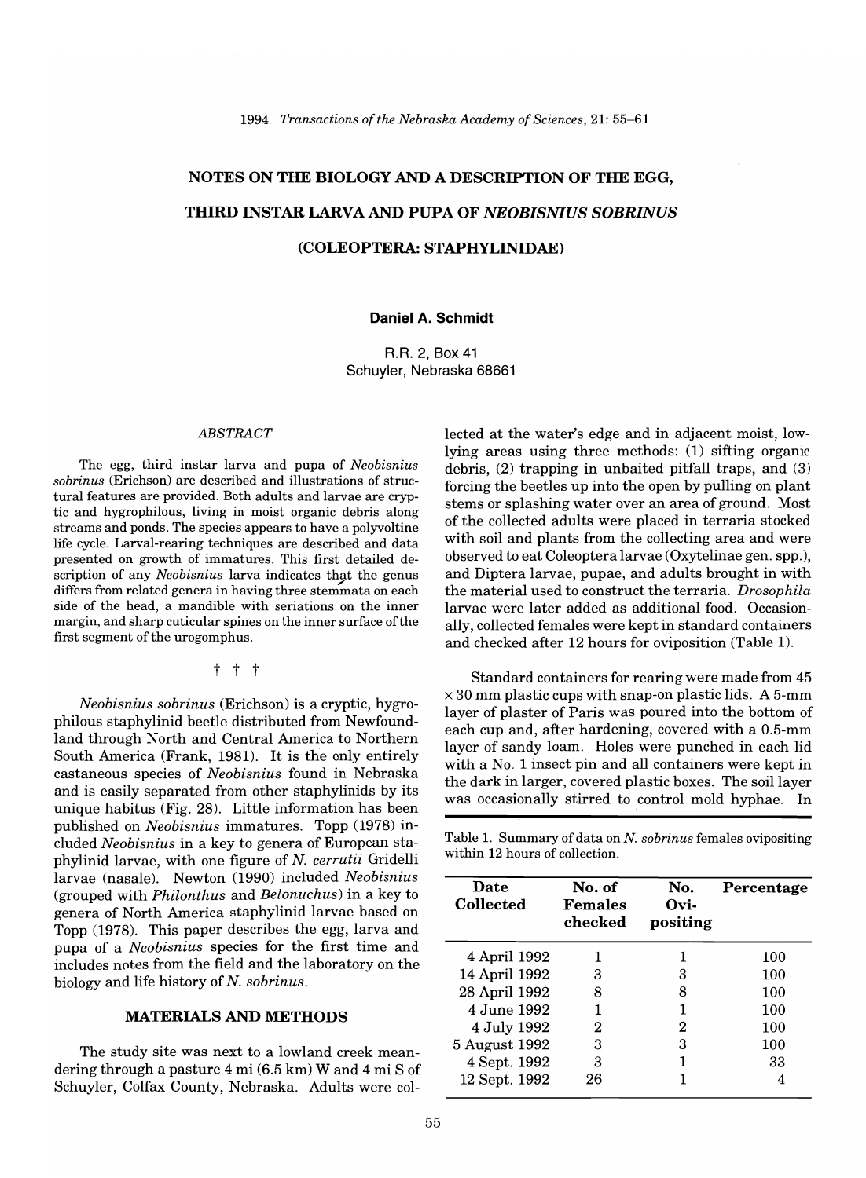# NOTES ON THE BIOLOGY AND A DESCRIPTION OF THE EGG, THIRD INSTAR LARVA AND PUPA OF *NEOBISNIUS SOBRINUS* (COLEOPTERA: STAPHYLINIDAE)

**Daniel A. Schmidt**

R.R. 2, Box 41
Schuyler, Nebraska 68661

### ABSTRACT

The egg, third instar larva and pupa of *Neobisnius sobrinus* (Erichson) are described and illustrations of structural features are provided. Both adults and larvae are cryptic and hygrophilous, living in moist organic debris along streams and ponds. The species appears to have a polyvoltine life cycle. Larval-rearing techniques are described and data presented on growth of immatures. This first detailed description of any *Neobisnius* larva indicates that the genus differs from related genera in having three stemmata on each side of the head, a mandible with seriations on the inner margin, and sharp cuticular spines on the inner surface of the first segment of the urogomphus.

† † †

*Neobisnius sobrinus* (Erichson) is a cryptic, hygrophilous staphylinid beetle distributed from Newfoundland through North and Central America to Northern South America (Frank, 1981). It is the only entirely castaneous species of *Neobisnius* found in Nebraska and is easily separated from other staphylinids by its unique habitus (Fig. 28). Little information has been published on *Neobisnius* immatures. Topp (1978) included *Neobisnius* in a key to genera of European staphylinid larvae, with one figure of *N. cerrutii* Gridelli larvae (nasale). Newton (1990) included *Neobisnius* (grouped with *Philonthus* and *Belonuchus*) in a key to genera of North America staphylinid larvae based on Topp (1978). This paper describes the egg, larva and pupa of a *Neobisnius* species for the first time and includes notes from the field and the laboratory on the biology and life history of *N. sobrinus*.

## MATERIALS AND METHODS

The study site was next to a lowland creek meandering through a pasture 4 mi (6.5 km) W and 4 mi S of Schuyler, Colfax County, Nebraska. Adults were collected at the water's edge and in adjacent moist, low-lying areas using three methods: (1) sifting organic debris, (2) trapping in unbaited pitfall traps, and (3) forcing the beetles up into the open by pulling on plant stems or splashing water over an area of ground. Most of the collected adults were placed in terraria stocked with soil and plants from the collecting area and were observed to eat Coleoptera larvae (Oxytelinae gen. spp.), and Diptera larvae, pupae, and adults brought in with the material used to construct the terraria. *Drosophila* larvae were later added as additional food. Occasionally, collected females were kept in standard containers and checked after 12 hours for oviposition (Table 1).

Standard containers for rearing were made from 45 × 30 mm plastic cups with snap-on plastic lids. A 5-mm layer of plaster of Paris was poured into the bottom of each cup and, after hardening, covered with a 0.5-mm layer of sandy loam. Holes were punched in each lid with a No. 1 insect pin and all containers were kept in the dark in larger, covered plastic boxes. The soil layer was occasionally stirred to control mold hyphae. In

Table 1. Summary of data on *N. sobrinus* females ovipositing within 12 hours of collection.

| Date Collected | No. of Females checked | No. Ovi-positing | Percentage |
|---|---|---|---|
| 4 April 1992 | 1 | 1 | 100 |
| 14 April 1992 | 3 | 3 | 100 |
| 28 April 1992 | 8 | 8 | 100 |
| 4 June 1992 | 1 | 1 | 100 |
| 4 July 1992 | 2 | 2 | 100 |
| 5 August 1992 | 3 | 3 | 100 |
| 4 Sept. 1992 | 3 | 1 | 33 |
| 12 Sept. 1992 | 26 | 1 | 4 |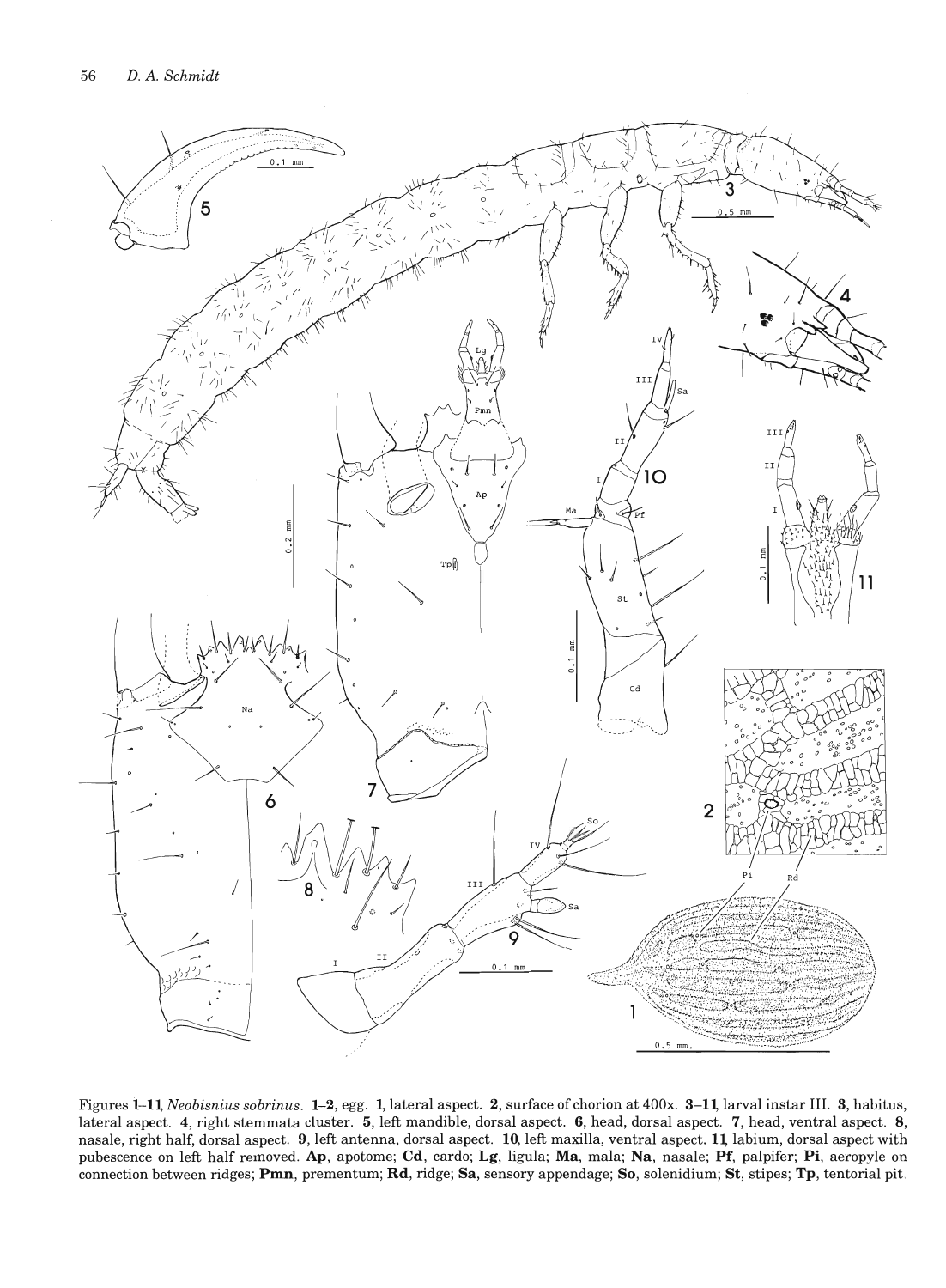Figures 1–11, *Neobisnius sobrinus*. 1–2, egg. 1, lateral aspect. 2, surface of chorion at 400x. 3–11, larval instar III. 3, habitus, lateral aspect. 4, right stemmata cluster. 5, left mandible, dorsal aspect. 6, head, dorsal aspect. 7, head, ventral aspect. 8, nasale, right half, dorsal aspect. 9, left antenna, dorsal aspect. 10, left maxilla, ventral aspect. 11, labium, dorsal aspect with pubescence on left half removed. **Ap**, apotome; **Cd**, cardo; **Lg**, ligula; **Ma**, mala; **Na**, nasale; **Pf**, palpifer; **Pi**, aeropyle on connection between ridges; **Pmn**, prementum; **Rd**, ridge; **Sa**, sensory appendage; **So**, solenidium; **St**, stipes; **Tp**, tentorial pit.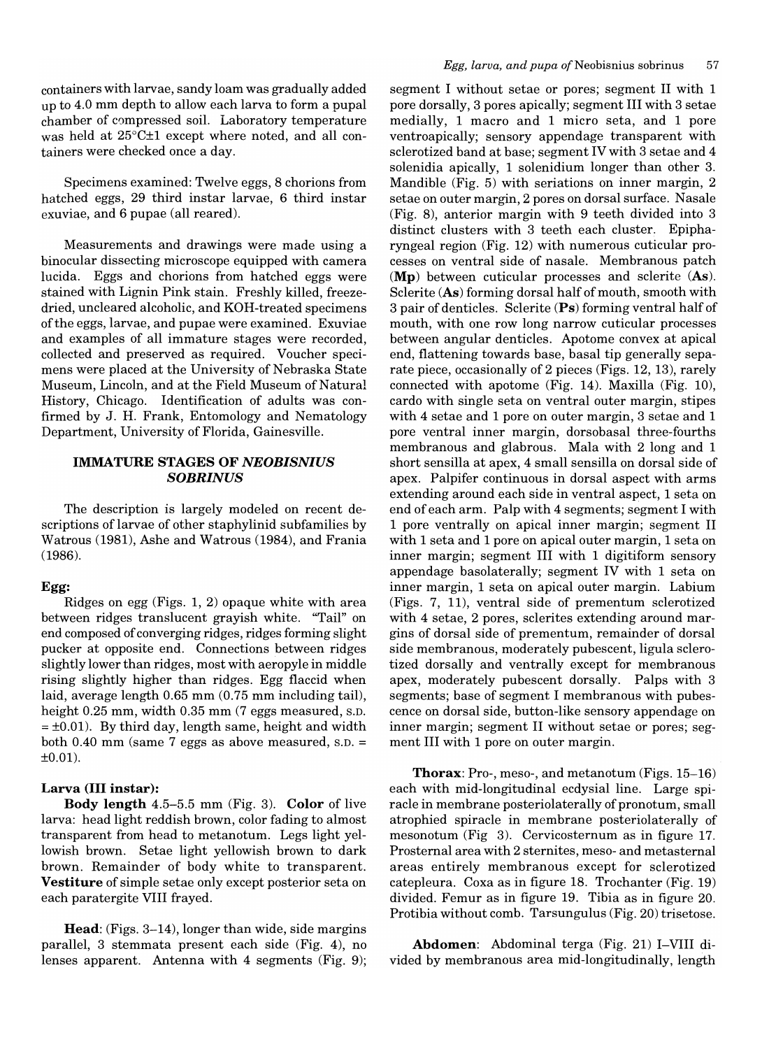containers with larvae, sandy loam was gradually added up to 4.0 mm depth to allow each larva to form a pupal chamber of compressed soil. Laboratory temperature was held at 25°C±1 except where noted, and all containers were checked once a day.

Specimens examined: Twelve eggs, 8 chorions from hatched eggs, 29 third instar larvae, 6 third instar exuviae, and 6 pupae (all reared).

Measurements and drawings were made using a binocular dissecting microscope equipped with camera lucida. Eggs and chorions from hatched eggs were stained with Lignin Pink stain. Freshly killed, freeze-dried, uncleared alcoholic, and KOH-treated specimens of the eggs, larvae, and pupae were examined. Exuviae and examples of all immature stages were recorded, collected and preserved as required. Voucher specimens were placed at the University of Nebraska State Museum, Lincoln, and at the Field Museum of Natural History, Chicago. Identification of adults was confirmed by J. H. Frank, Entomology and Nematology Department, University of Florida, Gainesville.

## IMMATURE STAGES OF *NEOBISNIUS SOBRINUS*

The description is largely modeled on recent descriptions of larvae of other staphylinid subfamilies by Watrous (1981), Ashe and Watrous (1984), and Frania (1986).

### Egg:

Ridges on egg (Figs. 1, 2) opaque white with area between ridges translucent grayish white. "Tail" on end composed of converging ridges, ridges forming slight pucker at opposite end. Connections between ridges slightly lower than ridges, most with aeropyle in middle rising slightly higher than ridges. Egg flaccid when laid, average length 0.65 mm (0.75 mm including tail), height 0.25 mm, width 0.35 mm (7 eggs measured, S.D. = ±0.01). By third day, length same, height and width both 0.40 mm (same 7 eggs as above measured, S.D. = ±0.01).

### Larva (III instar):

**Body length** 4.5–5.5 mm (Fig. 3). **Color** of live larva: head light reddish brown, color fading to almost transparent from head to metanotum. Legs light yellowish brown. Setae light yellowish brown to dark brown. Remainder of body white to transparent. **Vestiture** of simple setae only except posterior seta on each paratergite VIII frayed.

**Head**: (Figs. 3–14), longer than wide, side margins parallel, 3 stemmata present each side (Fig. 4), no lenses apparent. Antenna with 4 segments (Fig. 9); segment I without setae or pores; segment II with 1 pore dorsally, 3 pores apically; segment III with 3 setae medially, 1 macro and 1 micro seta, and 1 pore ventroapically; sensory appendage transparent with sclerotized band at base; segment IV with 3 setae and 4 solenidia apically, 1 solenidium longer than other 3. Mandible (Fig. 5) with seriations on inner margin, 2 setae on outer margin, 2 pores on dorsal surface. Nasale (Fig. 8), anterior margin with 9 teeth divided into 3 distinct clusters with 3 teeth each cluster. Epipharyngeal region (Fig. 12) with numerous cuticular processes on ventral side of nasale. Membranous patch (**Mp**) between cuticular processes and sclerite (**As**). Sclerite (**As**) forming dorsal half of mouth, smooth with 3 pair of denticles. Sclerite (**Ps**) forming ventral half of mouth, with one row long narrow cuticular processes between angular denticles. Apotome convex at apical end, flattening towards base, basal tip generally separate piece, occasionally of 2 pieces (Figs. 12, 13), rarely connected with apotome (Fig. 14). Maxilla (Fig. 10), cardo with single seta on ventral outer margin, stipes with 4 setae and 1 pore on outer margin, 3 setae and 1 pore ventral inner margin, dorsobasal three-fourths membranous and glabrous. Mala with 2 long and 1 short sensilla at apex, 4 small sensilla on dorsal side of apex. Palpifer continuous in dorsal aspect with arms extending around each side in ventral aspect, 1 seta on end of each arm. Palp with 4 segments; segment I with 1 pore ventrally on apical inner margin; segment II with 1 seta and 1 pore on apical outer margin, 1 seta on inner margin; segment III with 1 digitiform sensory appendage basolaterally; segment IV with 1 seta on inner margin, 1 seta on apical outer margin. Labium (Figs. 7, 11), ventral side of prementum sclerotized with 4 setae, 2 pores, sclerites extending around margins of dorsal side of prementum, remainder of dorsal side membranous, moderately pubescent, ligula sclerotized dorsally and ventrally except for membranous apex, moderately pubescent dorsally. Palps with 3 segments; base of segment I membranous with pubescence on dorsal side, button-like sensory appendage on inner margin; segment II without setae or pores; segment III with 1 pore on outer margin.

**Thorax**: Pro-, meso-, and metanotum (Figs. 15–16) each with mid-longitudinal ecdysial line. Large spiracle in membrane posteriolaterally of pronotum, small atrophied spiracle in membrane posteriolaterally of mesonotum (Fig 3). Cervicosternum as in figure 17. Prosternal area with 2 sternites, meso- and metasternal areas entirely membranous except for sclerotized catepleura. Coxa as in figure 18. Trochanter (Fig. 19) divided. Femur as in figure 19. Tibia as in figure 20. Protibia without comb. Tarsungulus (Fig. 20) trisetose.

**Abdomen**: Abdominal terga (Fig. 21) I–VIII divided by membranous area mid-longitudinally, length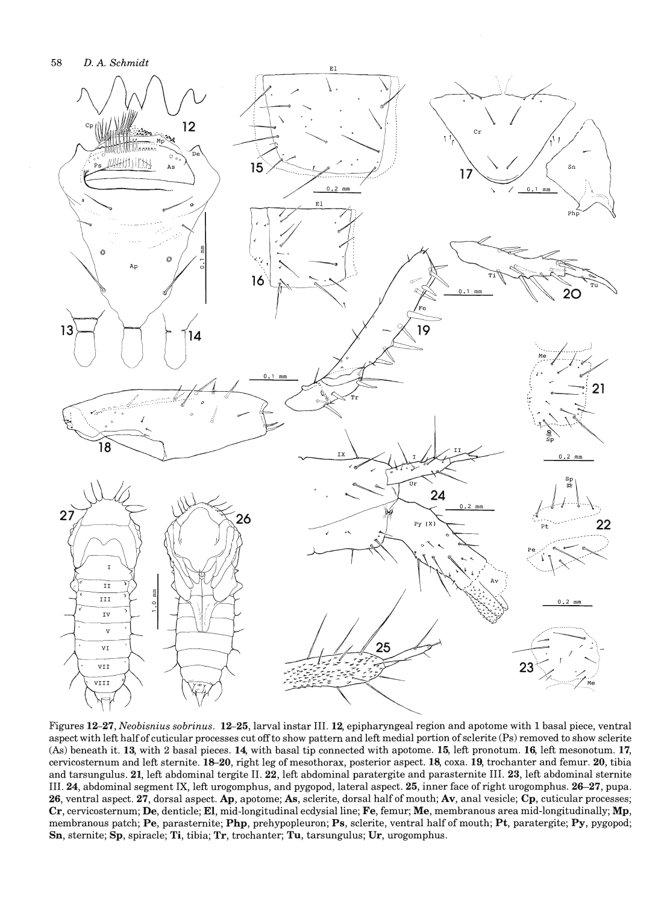Figures 12–27, *Neobisnius sobrinus*. **12–25**, larval instar III. **12**, epipharyngeal region and apotome with 1 basal piece, ventral aspect with left half of cuticular processes cut off to show pattern and left medial portion of sclerite (Ps) removed to show sclerite (As) beneath it. **13**, with 2 basal pieces. **14**, with basal tip connected with apotome. **15**, left pronotum. **16**, left mesonotum. **17**, cervicosternum and left sternite. **18–20**, right leg of mesothorax, posterior aspect. **18**, coxa. **19**, trochanter and femur. **20**, tibia and tarsungulus. **21**, left abdominal tergite II. **22**, left abdominal paratergite and parasternite III. **23**, left abdominal sternite III. **24**, abdominal segment IX, left urogomphus, and pygopod, lateral aspect. **25**, inner face of right urogomphus. **26–27**, pupa. **26**, ventral aspect. **27**, dorsal aspect. **Ap**, apotome; **As**, sclerite, dorsal half of mouth; **Av**, anal vesicle; **Cp**, cuticular processes; **Cr**, cervicosternum; **De**, denticle; **El**, mid-longitudinal ecdysial line; **Fe**, femur; **Me**, membranous area mid-longitudinally; **Mp**, membranous patch; **Pe**, parasternite; **Php**, prehypopleuron; **Ps**, sclerite, ventral half of mouth; **Pt**, paratergite; **Py**, pygopod; **Sn**, sternite; **Sp**, spiracle; **Ti**, tibia; **Tr**, trochanter; **Tu**, tarsungulus; **Ur**, urogomphus.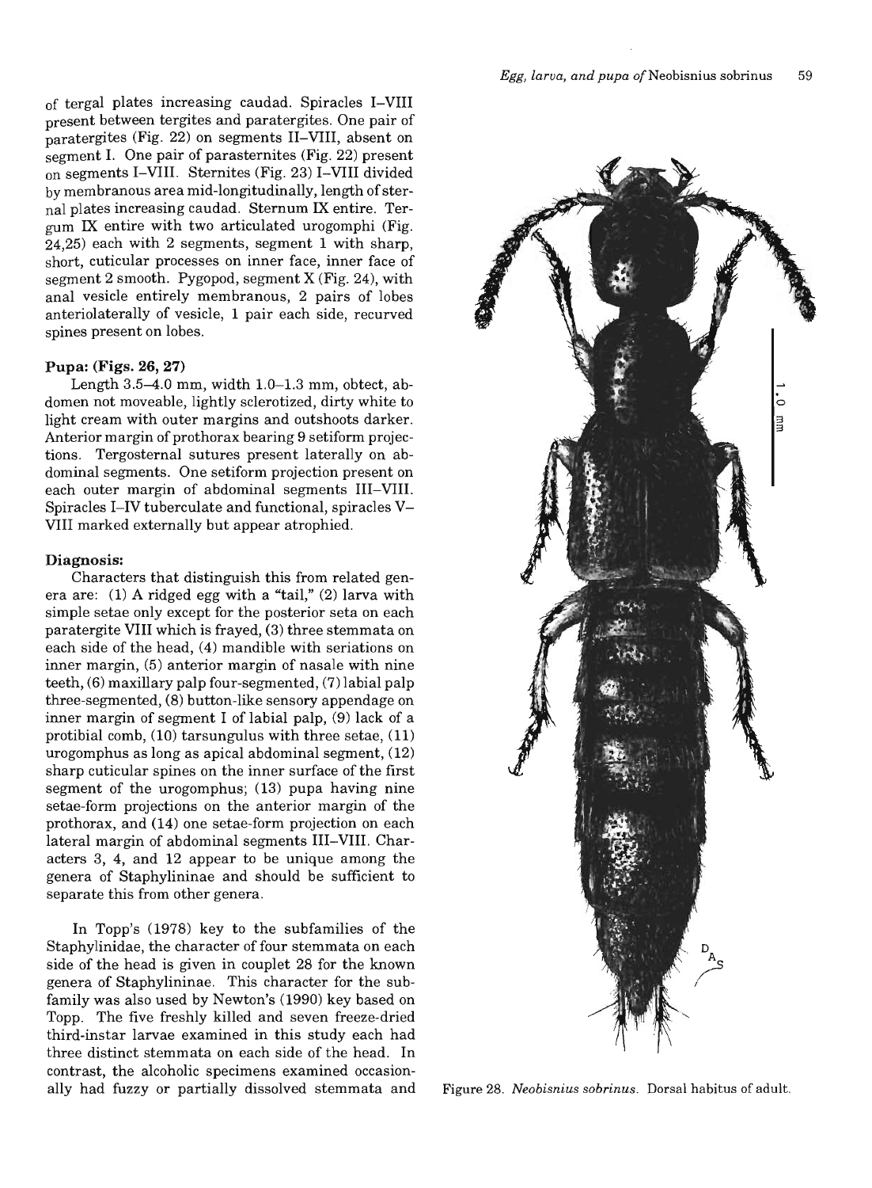of tergal plates increasing caudad. Spiracles I–VIII present between tergites and paratergites. One pair of paratergites (Fig. 22) on segments II–VIII, absent on segment I. One pair of parasternites (Fig. 22) present on segments I–VIII. Sternites (Fig. 23) I–VIII divided by membranous area mid-longitudinally, length of sternal plates increasing caudad. Sternum IX entire. Tergum IX entire with two articulated urogomphi (Fig. 24,25) each with 2 segments, segment 1 with sharp, short, cuticular processes on inner face, inner face of segment 2 smooth. Pygopod, segment X (Fig. 24), with anal vesicle entirely membranous, 2 pairs of lobes anteriolaterally of vesicle, 1 pair each side, recurved spines present on lobes.

### Pupa: (Figs. 26, 27)

Length 3.5–4.0 mm, width 1.0–1.3 mm, obtect, abdomen not moveable, lightly sclerotized, dirty white to light cream with outer margins and outshoots darker. Anterior margin of prothorax bearing 9 setiform projections. Tergosternal sutures present laterally on abdominal segments. One setiform projection present on each outer margin of abdominal segments III–VIII. Spiracles I–IV tuberculate and functional, spiracles V–VIII marked externally but appear atrophied.

### Diagnosis:

Characters that distinguish this from related genera are: (1) A ridged egg with a "tail," (2) larva with simple setae only except for the posterior seta on each paratergite VIII which is frayed, (3) three stemmata on each side of the head, (4) mandible with seriations on inner margin, (5) anterior margin of nasale with nine teeth, (6) maxillary palp four-segmented, (7) labial palp three-segmented, (8) button-like sensory appendage on inner margin of segment I of labial palp, (9) lack of a protibial comb, (10) tarsungulus with three setae, (11) urogomphus as long as apical abdominal segment, (12) sharp cuticular spines on the inner surface of the first segment of the urogomphus; (13) pupa having nine setae-form projections on the anterior margin of the prothorax, and (14) one setae-form projection on each lateral margin of abdominal segments III–VIII. Characters 3, 4, and 12 appear to be unique among the genera of Staphylininae and should be sufficient to separate this from other genera.

In Topp's (1978) key to the subfamilies of the Staphylinidae, the character of four stemmata on each side of the head is given in couplet 28 for the known genera of Staphylininae. This character for the subfamily was also used by Newton's (1990) key based on Topp. The five freshly killed and seven freeze-dried third-instar larvae examined in this study each had three distinct stemmata on each side of the head. In contrast, the alcoholic specimens examined occasionally had fuzzy or partially dissolved stemmata and

Figure 28. *Neobisnius sobrinus*. Dorsal habitus of adult.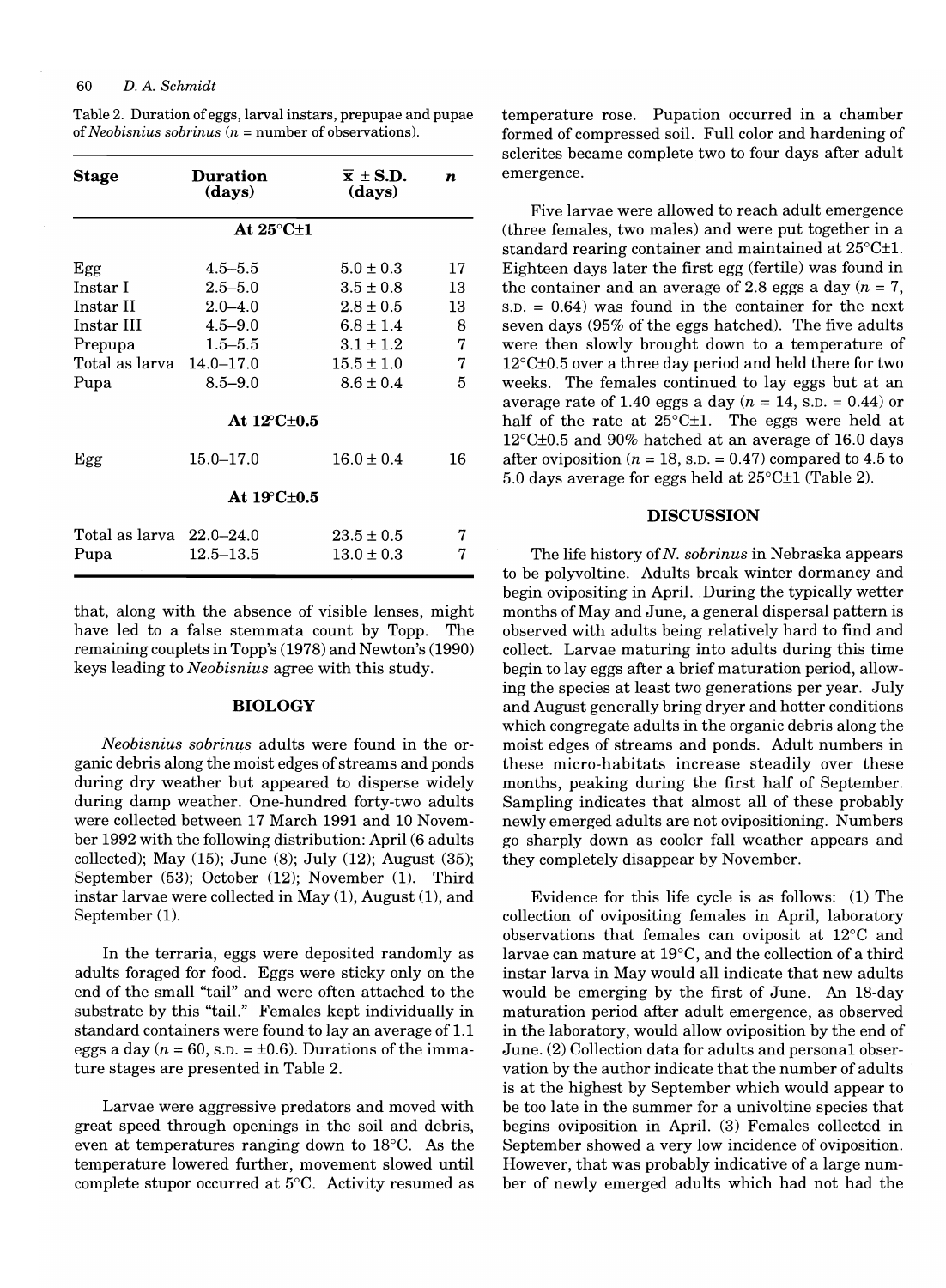Table 2. Duration of eggs, larval instars, prepupae and pupae of *Neobisnius sobrinus* (n = number of observations).

| Stage | Duration (days) | $\bar{x}$ ± S.D. (days) | n |
|---|---|---|---|
| **At 25°C±1** | | | |
| Egg | 4.5–5.5 | 5.0 ± 0.3 | 17 |
| Instar I | 2.5–5.0 | 3.5 ± 0.8 | 13 |
| Instar II | 2.0–4.0 | 2.8 ± 0.5 | 13 |
| Instar III | 4.5–9.0 | 6.8 ± 1.4 | 8 |
| Prepupa | 1.5–5.5 | 3.1 ± 1.2 | 7 |
| Total as larva | 14.0–17.0 | 15.5 ± 1.0 | 7 |
| Pupa | 8.5–9.0 | 8.6 ± 0.4 | 5 |
| **At 12°C±0.5** | | | |
| Egg | 15.0–17.0 | 16.0 ± 0.4 | 16 |
| **At 19°C±0.5** | | | |
| Total as larva | 22.0–24.0 | 23.5 ± 0.5 | 7 |
| Pupa | 12.5–13.5 | 13.0 ± 0.3 | 7 |

that, along with the absence of visible lenses, might have led to a false stemmata count by Topp. The remaining couplets in Topp's (1978) and Newton's (1990) keys leading to *Neobisnius* agree with this study.

## BIOLOGY

*Neobisnius sobrinus* adults were found in the organic debris along the moist edges of streams and ponds during dry weather but appeared to disperse widely during damp weather. One-hundred forty-two adults were collected between 17 March 1991 and 10 November 1992 with the following distribution: April (6 adults collected); May (15); June (8); July (12); August (35); September (53); October (12); November (1). Third instar larvae were collected in May (1), August (1), and September (1).

In the terraria, eggs were deposited randomly as adults foraged for food. Eggs were sticky only on the end of the small "tail" and were often attached to the substrate by this "tail." Females kept individually in standard containers were found to lay an average of 1.1 eggs a day (n = 60, S.D. = ±0.6). Durations of the immature stages are presented in Table 2.

Larvae were aggressive predators and moved with great speed through openings in the soil and debris, even at temperatures ranging down to 18°C. As the temperature lowered further, movement slowed until complete stupor occurred at 5°C. Activity resumed as temperature rose. Pupation occurred in a chamber formed of compressed soil. Full color and hardening of sclerites became complete two to four days after adult emergence.

Five larvae were allowed to reach adult emergence (three females, two males) and were put together in a standard rearing container and maintained at 25°C±1. Eighteen days later the first egg (fertile) was found in the container and an average of 2.8 eggs a day (n = 7, S.D. = 0.64) was found in the container for the next seven days (95% of the eggs hatched). The five adults were then slowly brought down to a temperature of 12°C±0.5 over a three day period and held there for two weeks. The females continued to lay eggs but at an average rate of 1.40 eggs a day (n = 14, S.D. = 0.44) or half of the rate at 25°C±1. The eggs were held at 12°C±0.5 and 90% hatched at an average of 16.0 days after oviposition (n = 18, S.D. = 0.47) compared to 4.5 to 5.0 days average for eggs held at 25°C±1 (Table 2).

## DISCUSSION

The life history of *N. sobrinus* in Nebraska appears to be polyvoltine. Adults break winter dormancy and begin ovipositing in April. During the typically wetter months of May and June, a general dispersal pattern is observed with adults being relatively hard to find and collect. Larvae maturing into adults during this time begin to lay eggs after a brief maturation period, allowing the species at least two generations per year. July and August generally bring dryer and hotter conditions which congregate adults in the organic debris along the moist edges of streams and ponds. Adult numbers in these micro-habitats increase steadily over these months, peaking during the first half of September. Sampling indicates that almost all of these probably newly emerged adults are not ovipositioning. Numbers go sharply down as cooler fall weather appears and they completely disappear by November.

Evidence for this life cycle is as follows: (1) The collection of ovipositing females in April, laboratory observations that females can oviposit at 12°C and larvae can mature at 19°C, and the collection of a third instar larva in May would all indicate that new adults would be emerging by the first of June. An 18-day maturation period after adult emergence, as observed in the laboratory, would allow oviposition by the end of June. (2) Collection data for adults and personal observation by the author indicate that the number of adults is at the highest by September which would appear to be too late in the summer for a univoltine species that begins oviposition in April. (3) Females collected in September showed a very low incidence of oviposition. However, that was probably indicative of a large number of newly emerged adults which had not had the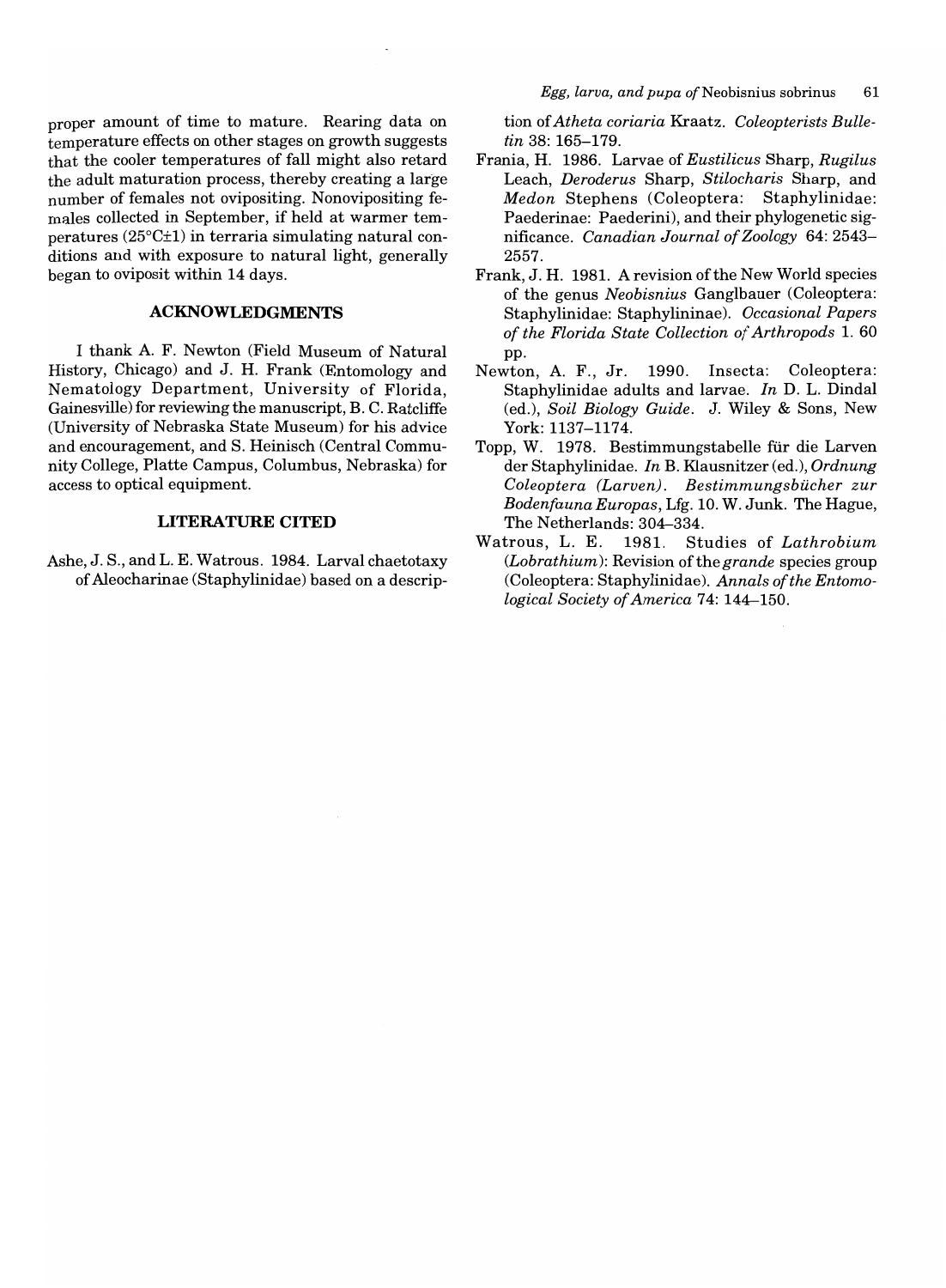proper amount of time to mature. Rearing data on temperature effects on other stages on growth suggests that the cooler temperatures of fall might also retard the adult maturation process, thereby creating a large number of females not ovipositing. Nonovipositing females collected in September, if held at warmer temperatures (25°C±1) in terraria simulating natural conditions and with exposure to natural light, generally began to oviposit within 14 days.

## ACKNOWLEDGMENTS

I thank A. F. Newton (Field Museum of Natural History, Chicago) and J. H. Frank (Entomology and Nematology Department, University of Florida, Gainesville) for reviewing the manuscript, B. C. Ratcliffe (University of Nebraska State Museum) for his advice and encouragement, and S. Heinisch (Central Community College, Platte Campus, Columbus, Nebraska) for access to optical equipment.

## LITERATURE CITED

Ashe, J. S., and L. E. Watrous. 1984. Larval chaetotaxy of Aleocharinae (Staphylinidae) based on a description of *Atheta coriaria* Kraatz. *Coleopterists Bulletin* 38: 165–179.

Frania, H. 1986. Larvae of *Eustilicus* Sharp, *Rugilus* Leach, *Deroderus* Sharp, *Stilocharis* Sharp, and *Medon* Stephens (Coleoptera: Staphylinidae: Paederinae: Paederini), and their phylogenetic significance. *Canadian Journal of Zoology* 64: 2543–2557.

Frank, J. H. 1981. A revision of the New World species of the genus *Neobisnius* Ganglbauer (Coleoptera: Staphylinidae: Staphylininae). *Occasional Papers of the Florida State Collection of Arthropods* 1. 60 pp.

Newton, A. F., Jr. 1990. Insecta: Coleoptera: Staphylinidae adults and larvae. *In* D. L. Dindal (ed.), *Soil Biology Guide*. J. Wiley & Sons, New York: 1137–1174.

Topp, W. 1978. Bestimmungstabelle für die Larven der Staphylinidae. *In* B. Klausnitzer (ed.), *Ordnung Coleoptera (Larven). Bestimmungsbücher zur Bodenfauna Europas*, Lfg. 10. W. Junk. The Hague, The Netherlands: 304–334.

Watrous, L. E. 1981. Studies of *Lathrobium* (*Lobrathium*): Revision of the *grande* species group (Coleoptera: Staphylinidae). *Annals of the Entomological Society of America* 74: 144–150.